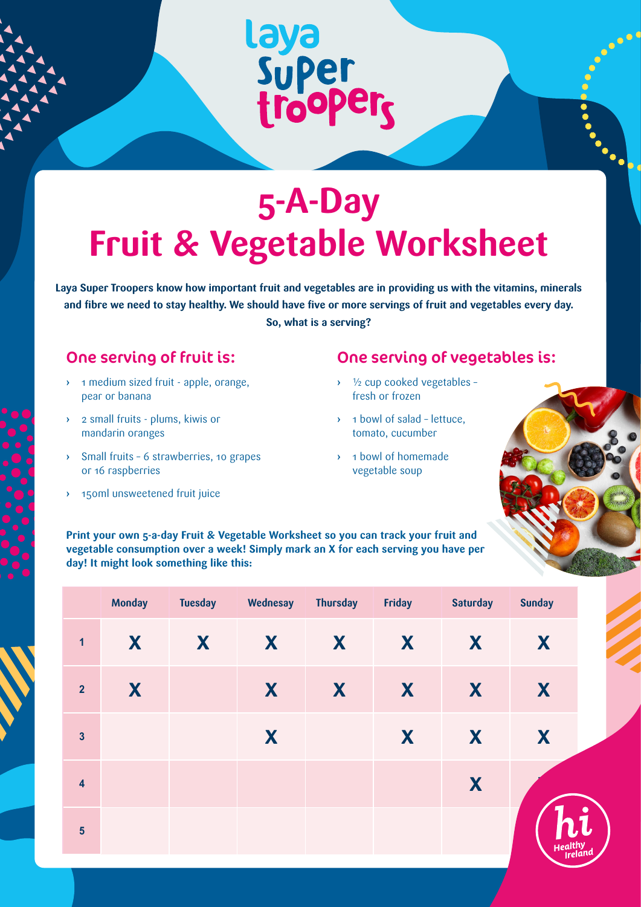# Laya Super Troopers

# 5-A-Day Fruit & Vegetable Worksheet

**Laya Super Troopers know how important fruit and vegetables are in providing us with the vitamins, minerals and fibre we need to stay healthy. We should have five or more servings of fruit and vegetables every day. So, what is a serving?**

## One serving of fruit is:

- 1 medium sized fruit - apple, orange, pear or banana
- 2 small fruits - plums, kiwis or mandarin oranges
- Small fruits - 6 strawberries, 10 grapes or 16 raspberries
- 150ml unsweetened fruit juice

## One serving of vegetables is:

- ½ cup cooked vegetables - fresh or frozen
- 1 bowl of salad - lettuce, tomato, cucumber
- 1 bowl of homemade vegetable soup

**Print your own 5-a-day Fruit & Vegetable Worksheet so you can track your fruit and vegetable consumption over a week! Simply mark an X for each serving you have per day! It might look something like this:**

| | Monday | Tuesday | Wednesay | Thursday | Friday | Saturday | Sunday |
|---|---|---|---|---|---|---|---|
| 1 | X | X | X | X | X | X | X |
| 2 | X | | X | X | X | X | X |
| 3 | | | X | | X | X | X |
| 4 | | | | | | X | X |
| 5 | | | | | | | |

Healthy Ireland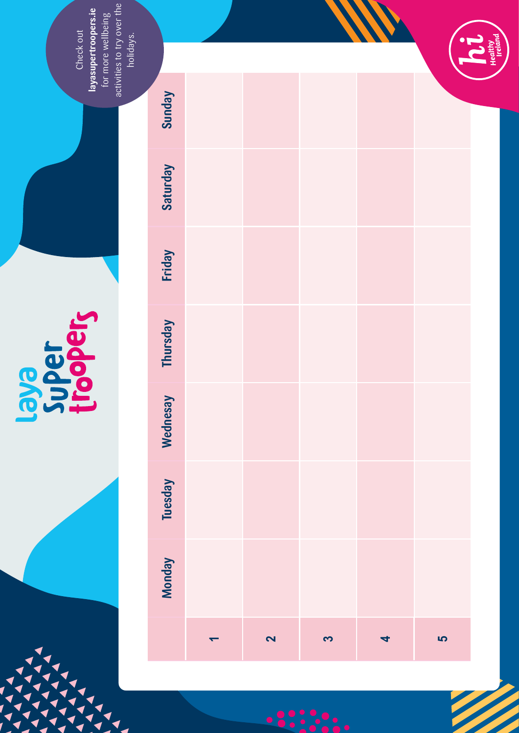Check out **layasupertroopers.ie** for more wellbeing activities to try over the holidays.

laya super troopers

hi Healthy Ireland

| | Monday | Tuesday | Wednesay | Thursday | Friday | Saturday | Sunday |
|---|---|---|---|---|---|---|---|
| 1 | | | | | | | |
| 2 | | | | | | | |
| 3 | | | | | | | |
| 4 | | | | | | | |
| 5 | | | | | | | |